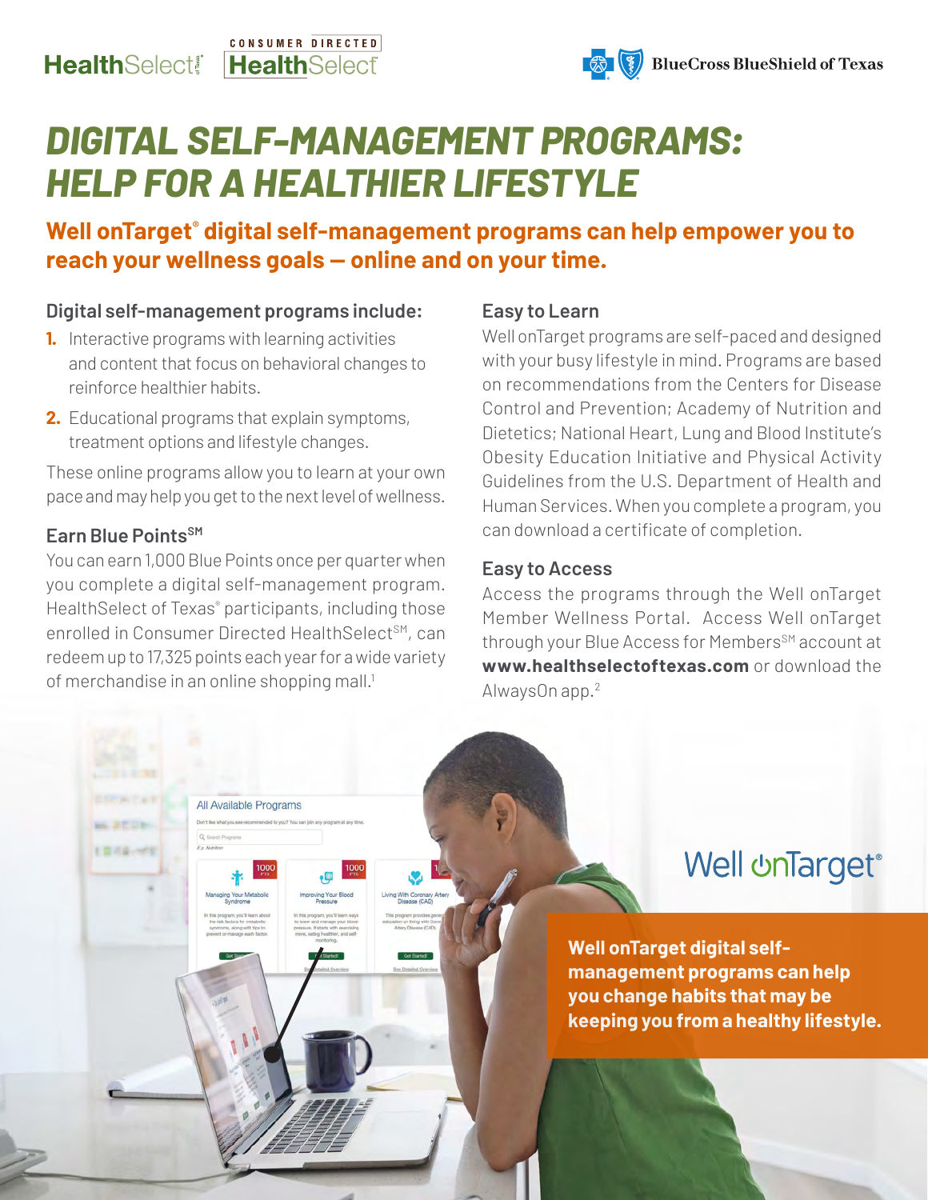# DIGITAL SELF-MANAGEMENT PROGRAMS: HELP FOR A HEALTHIER LIFESTYLE

## Well onTarget® digital self-management programs can help empower you to reach your wellness goals — online and on your time.

### Digital self-management programs include:

1. Interactive programs with learning activities and content that focus on behavioral changes to reinforce healthier habits.
2. Educational programs that explain symptoms, treatment options and lifestyle changes.

These online programs allow you to learn at your own pace and may help you get to the next level of wellness.

### Earn Blue Points℠

You can earn 1,000 Blue Points once per quarter when you complete a digital self-management program. HealthSelect of Texas® participants, including those enrolled in Consumer Directed HealthSelect℠, can redeem up to 17,325 points each year for a wide variety of merchandise in an online shopping mall.[1]

### Easy to Learn

Well onTarget programs are self-paced and designed with your busy lifestyle in mind. Programs are based on recommendations from the Centers for Disease Control and Prevention; Academy of Nutrition and Dietetics; National Heart, Lung and Blood Institute's Obesity Education Initiative and Physical Activity Guidelines from the U.S. Department of Health and Human Services. When you complete a program, you can download a certificate of completion.

### Easy to Access

Access the programs through the Well onTarget Member Wellness Portal. Access Well onTarget through your Blue Access for Members℠ account at **www.healthselectoftexas.com** or download the AlwaysOn app.[2]

**Well onTarget digital self-management programs can help you change habits that may be keeping you from a healthy lifestyle.**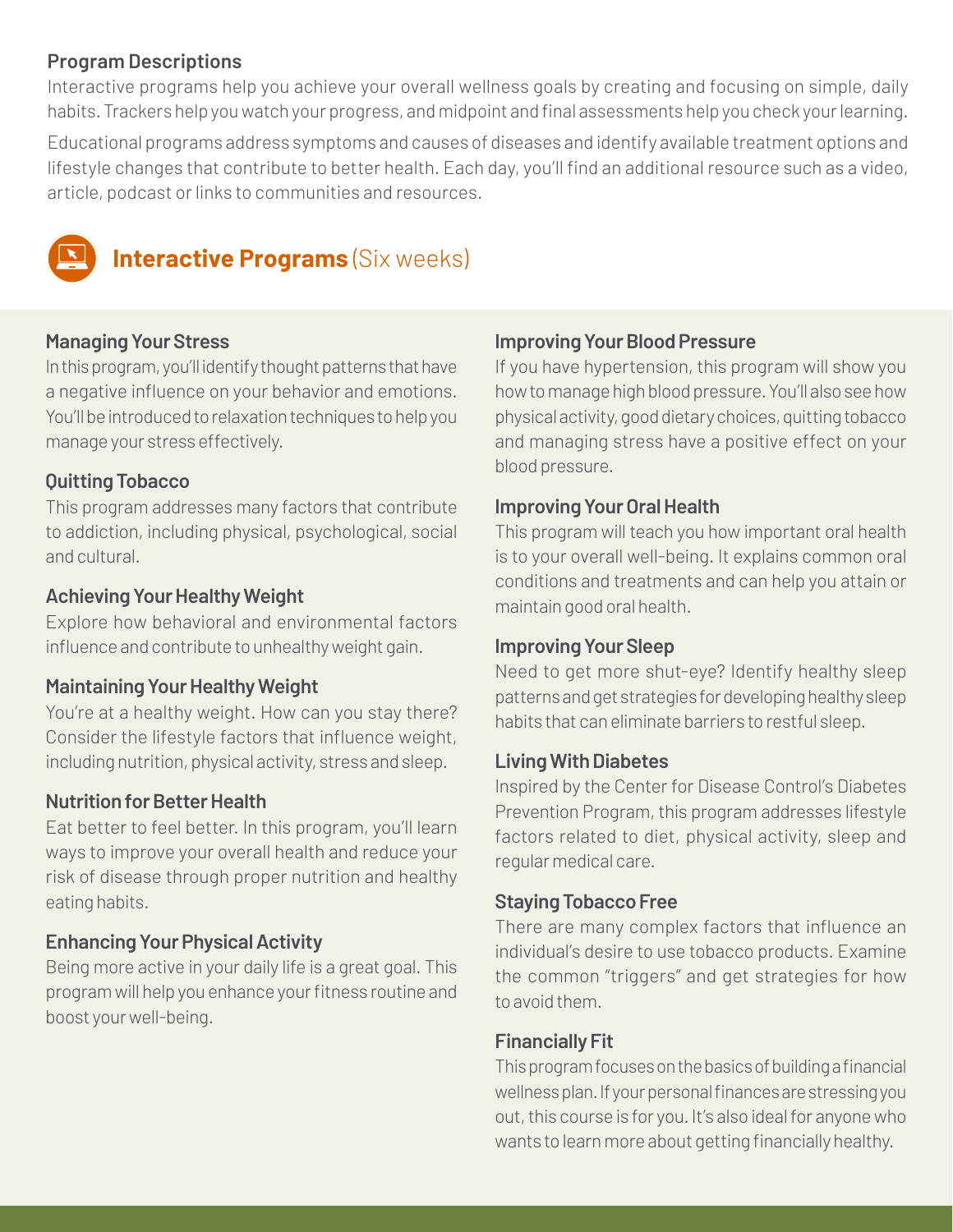## Program Descriptions

Interactive programs help you achieve your overall wellness goals by creating and focusing on simple, daily habits. Trackers help you watch your progress, and midpoint and final assessments help you check your learning.

Educational programs address symptoms and causes of diseases and identify available treatment options and lifestyle changes that contribute to better health. Each day, you'll find an additional resource such as a video, article, podcast or links to communities and resources.

## **Interactive Programs** (Six weeks)

### Managing Your Stress

In this program, you'll identify thought patterns that have a negative influence on your behavior and emotions. You'll be introduced to relaxation techniques to help you manage your stress effectively.

### Quitting Tobacco

This program addresses many factors that contribute to addiction, including physical, psychological, social and cultural.

### Achieving Your Healthy Weight

Explore how behavioral and environmental factors influence and contribute to unhealthy weight gain.

### Maintaining Your Healthy Weight

You're at a healthy weight. How can you stay there? Consider the lifestyle factors that influence weight, including nutrition, physical activity, stress and sleep.

### Nutrition for Better Health

Eat better to feel better. In this program, you'll learn ways to improve your overall health and reduce your risk of disease through proper nutrition and healthy eating habits.

### Enhancing Your Physical Activity

Being more active in your daily life is a great goal. This program will help you enhance your fitness routine and boost your well-being.

### Improving Your Blood Pressure

If you have hypertension, this program will show you how to manage high blood pressure. You'll also see how physical activity, good dietary choices, quitting tobacco and managing stress have a positive effect on your blood pressure.

### Improving Your Oral Health

This program will teach you how important oral health is to your overall well-being. It explains common oral conditions and treatments and can help you attain or maintain good oral health.

### Improving Your Sleep

Need to get more shut-eye? Identify healthy sleep patterns and get strategies for developing healthy sleep habits that can eliminate barriers to restful sleep.

### Living With Diabetes

Inspired by the Center for Disease Control's Diabetes Prevention Program, this program addresses lifestyle factors related to diet, physical activity, sleep and regular medical care.

### Staying Tobacco Free

There are many complex factors that influence an individual's desire to use tobacco products. Examine the common "triggers" and get strategies for how to avoid them.

### Financially Fit

This program focuses on the basics of building a financial wellness plan. If your personal finances are stressing you out, this course is for you. It's also ideal for anyone who wants to learn more about getting financially healthy.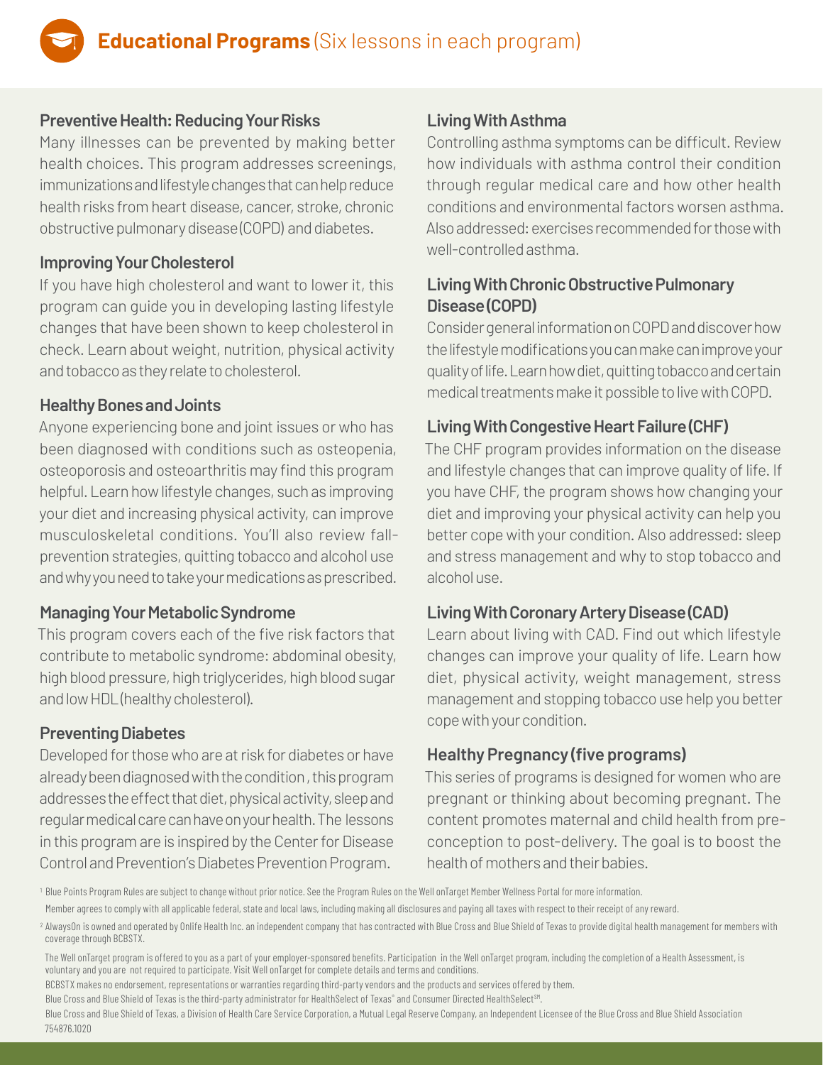# **Educational Programs** (Six lessons in each program)

### Preventive Health: Reducing Your Risks

Many illnesses can be prevented by making better health choices. This program addresses screenings, immunizations and lifestyle changes that can help reduce health risks from heart disease, cancer, stroke, chronic obstructive pulmonary disease (COPD) and diabetes.

### Improving Your Cholesterol

If you have high cholesterol and want to lower it, this program can guide you in developing lasting lifestyle changes that have been shown to keep cholesterol in check. Learn about weight, nutrition, physical activity and tobacco as they relate to cholesterol.

### Healthy Bones and Joints

Anyone experiencing bone and joint issues or who has been diagnosed with conditions such as osteopenia, osteoporosis and osteoarthritis may find this program helpful. Learn how lifestyle changes, such as improving your diet and increasing physical activity, can improve musculoskeletal conditions. You'll also review fall-prevention strategies, quitting tobacco and alcohol use and why you need to take your medications as prescribed.

### Managing Your Metabolic Syndrome

This program covers each of the five risk factors that contribute to metabolic syndrome: abdominal obesity, high blood pressure, high triglycerides, high blood sugar and low HDL (healthy cholesterol).

### Preventing Diabetes

Developed for those who are at risk for diabetes or have already been diagnosed with the condition , this program addresses the effect that diet, physical activity, sleep and regular medical care can have on your health. The lessons in this program are is inspired by the Center for Disease Control and Prevention's Diabetes Prevention Program.

### Living With Asthma

Controlling asthma symptoms can be difficult. Review how individuals with asthma control their condition through regular medical care and how other health conditions and environmental factors worsen asthma. Also addressed: exercises recommended for those with well-controlled asthma.

### Living With Chronic Obstructive Pulmonary Disease (COPD)

Consider general information on COPD and discover how the lifestyle modifications you can make can improve your quality of life. Learn how diet, quitting tobacco and certain medical treatments make it possible to live with COPD.

### Living With Congestive Heart Failure (CHF)

The CHF program provides information on the disease and lifestyle changes that can improve quality of life. If you have CHF, the program shows how changing your diet and improving your physical activity can help you better cope with your condition. Also addressed: sleep and stress management and why to stop tobacco and alcohol use.

### Living With Coronary Artery Disease (CAD)

Learn about living with CAD. Find out which lifestyle changes can improve your quality of life. Learn how diet, physical activity, weight management, stress management and stopping tobacco use help you better cope with your condition.

### Healthy Pregnancy (five programs)

This series of programs is designed for women who are pregnant or thinking about becoming pregnant. The content promotes maternal and child health from pre-conception to post-delivery. The goal is to boost the health of mothers and their babies.

[1] Blue Points Program Rules are subject to change without prior notice. See the Program Rules on the Well onTarget Member Wellness Portal for more information.

Member agrees to comply with all applicable federal, state and local laws, including making all disclosures and paying all taxes with respect to their receipt of any reward.

[2] AlwaysOn is owned and operated by Onlife Health Inc. an independent company that has contracted with Blue Cross and Blue Shield of Texas to provide digital health management for members with coverage through BCBSTX.

The Well onTarget program is offered to you as a part of your employer-sponsored benefits. Participation in the Well onTarget program, including the completion of a Health Assessment, is voluntary and you are not required to participate. Visit Well onTarget for complete details and terms and conditions.

BCBSTX makes no endorsement, representations or warranties regarding third-party vendors and the products and services offered by them.

Blue Cross and Blue Shield of Texas is the third-party administrator for HealthSelect of Texas® and Consumer Directed HealthSelect℠.

Blue Cross and Blue Shield of Texas, a Division of Health Care Service Corporation, a Mutual Legal Reserve Company, an Independent Licensee of the Blue Cross and Blue Shield Association

754876.1020